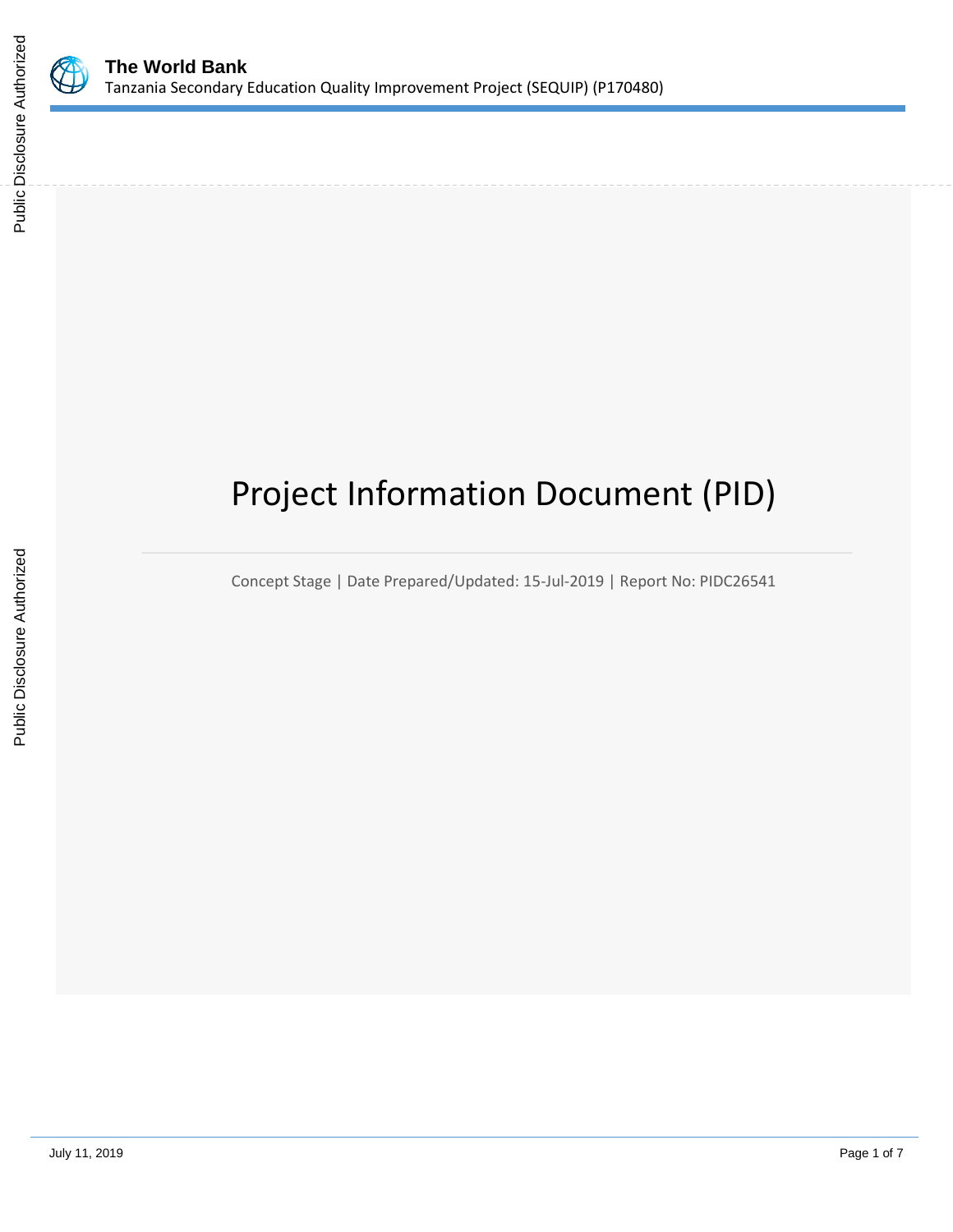**The World Bank**
Tanzania Secondary Education Quality Improvement Project (SEQUIP) (P170480)

# Project Information Document (PID)

Concept Stage | Date Prepared/Updated: 15-Jul-2019 | Report No: PIDC26541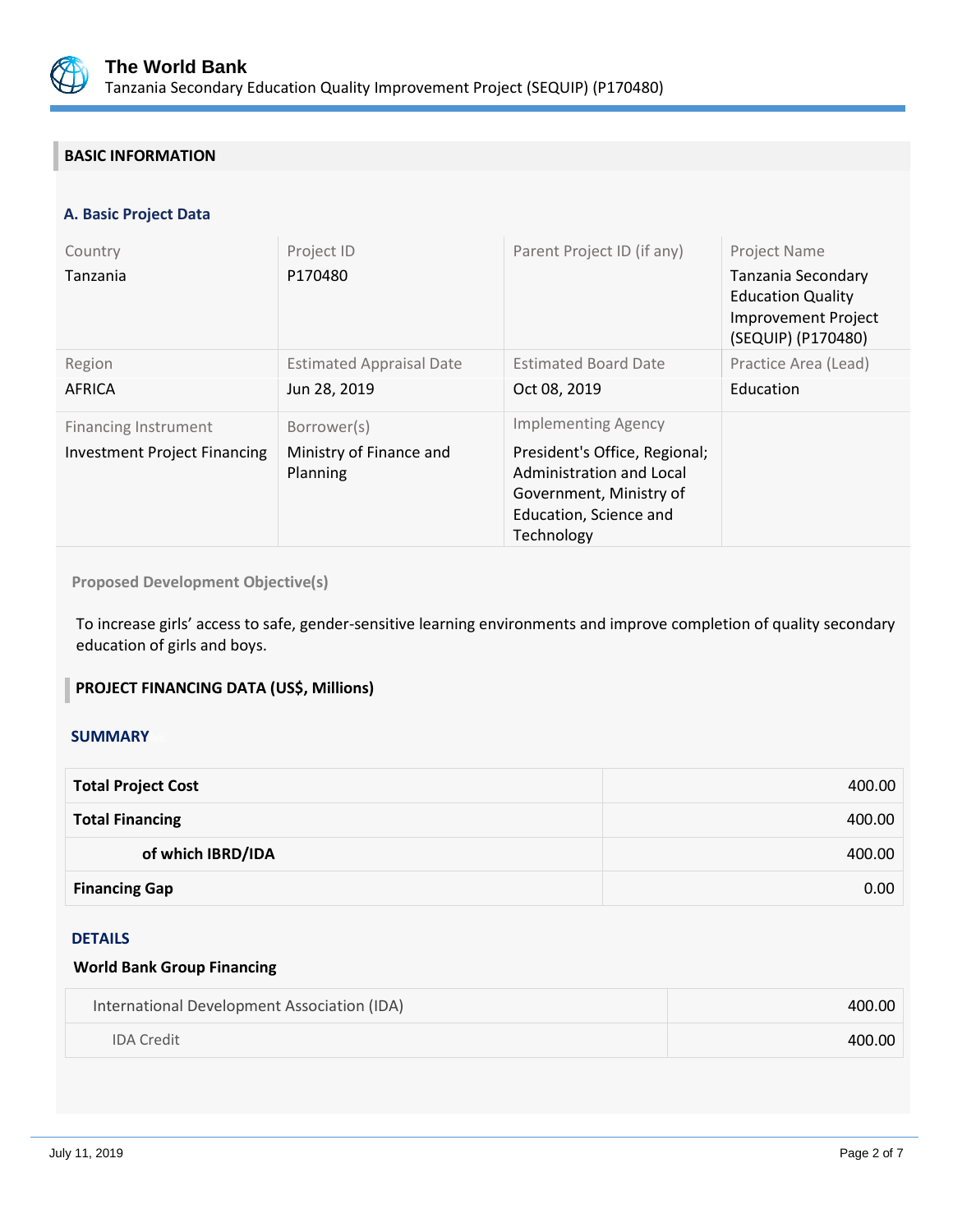## BASIC INFORMATION

### A. Basic Project Data

| Country | Project ID | Parent Project ID (if any) | Project Name |
|---|---|---|---|
| Tanzania | P170480 | | Tanzania Secondary Education Quality Improvement Project (SEQUIP) (P170480) |
| **Region** | **Estimated Appraisal Date** | **Estimated Board Date** | **Practice Area (Lead)** |
| AFRICA | Jun 28, 2019 | Oct 08, 2019 | Education |
| **Financing Instrument** | **Borrower(s)** | **Implementing Agency** | |
| Investment Project Financing | Ministry of Finance and Planning | President's Office, Regional; Administration and Local Government, Ministry of Education, Science and Technology | |

**Proposed Development Objective(s)**

To increase girls' access to safe, gender-sensitive learning environments and improve completion of quality secondary education of girls and boys.

## PROJECT FINANCING DATA (US$, Millions)

### SUMMARY

| | |
|---|---:|
| **Total Project Cost** | 400.00 |
| **Total Financing** | 400.00 |
| **of which IBRD/IDA** | 400.00 |
| **Financing Gap** | 0.00 |

### DETAILS

**World Bank Group Financing**

| | |
|---|---:|
| International Development Association (IDA) | 400.00 |
| IDA Credit | 400.00 |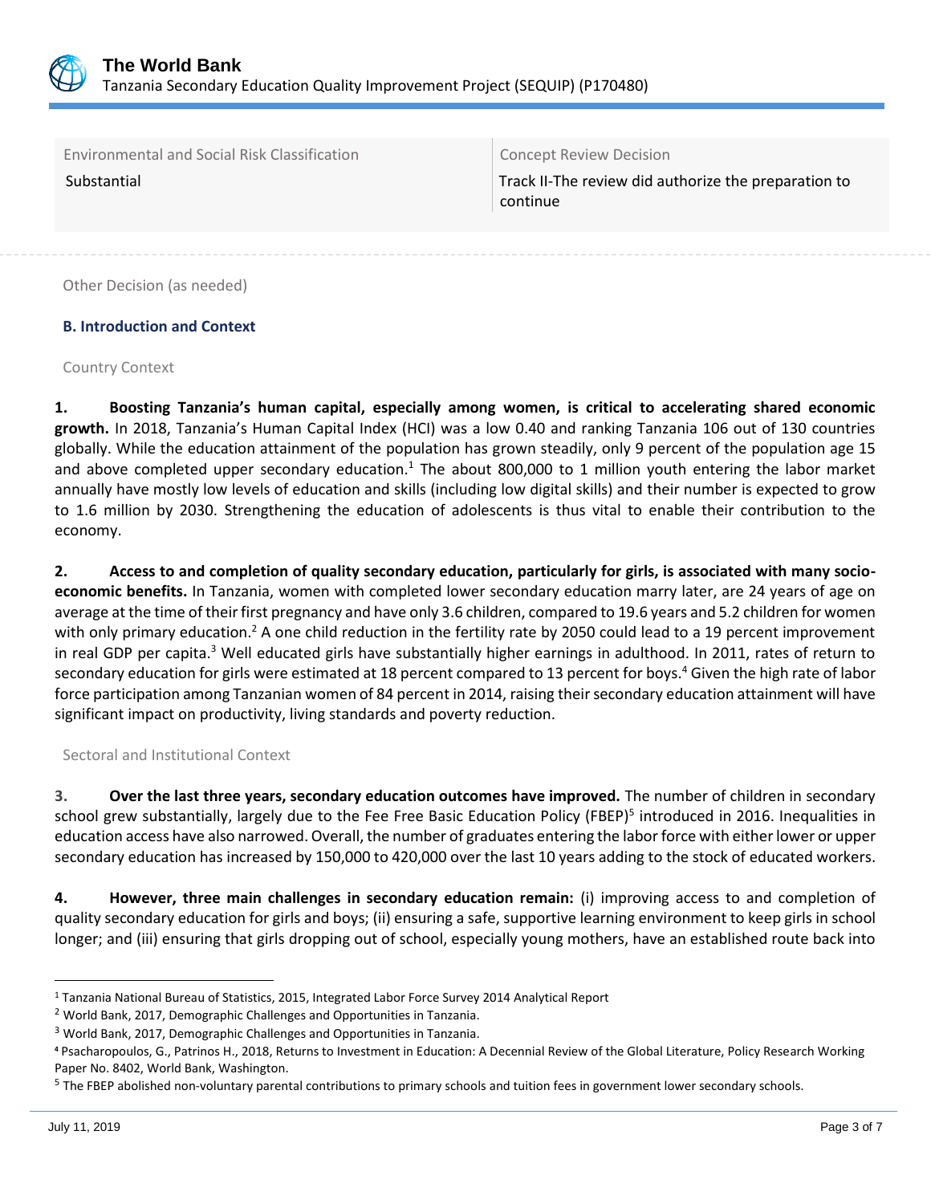| Environmental and Social Risk Classification | Concept Review Decision |
| --- | --- |
| Substantial | Track II-The review did authorize the preparation to continue |

Other Decision (as needed)

### B. Introduction and Context

Country Context

1. **Boosting Tanzania's human capital, especially among women, is critical to accelerating shared economic growth.** In 2018, Tanzania's Human Capital Index (HCI) was a low 0.40 and ranking Tanzania 106 out of 130 countries globally. While the education attainment of the population has grown steadily, only 9 percent of the population age 15 and above completed upper secondary education.[1] The about 800,000 to 1 million youth entering the labor market annually have mostly low levels of education and skills (including low digital skills) and their number is expected to grow to 1.6 million by 2030. Strengthening the education of adolescents is thus vital to enable their contribution to the economy.

2. **Access to and completion of quality secondary education, particularly for girls, is associated with many socio-economic benefits.** In Tanzania, women with completed lower secondary education marry later, are 24 years of age on average at the time of their first pregnancy and have only 3.6 children, compared to 19.6 years and 5.2 children for women with only primary education.[2] A one child reduction in the fertility rate by 2050 could lead to a 19 percent improvement in real GDP per capita.[3] Well educated girls have substantially higher earnings in adulthood. In 2011, rates of return to secondary education for girls were estimated at 18 percent compared to 13 percent for boys.[4] Given the high rate of labor force participation among Tanzanian women of 84 percent in 2014, raising their secondary education attainment will have significant impact on productivity, living standards and poverty reduction.

Sectoral and Institutional Context

3. **Over the last three years, secondary education outcomes have improved.** The number of children in secondary school grew substantially, largely due to the Fee Free Basic Education Policy (FBEP)[5] introduced in 2016. Inequalities in education access have also narrowed. Overall, the number of graduates entering the labor force with either lower or upper secondary education has increased by 150,000 to 420,000 over the last 10 years adding to the stock of educated workers.

4. **However, three main challenges in secondary education remain:** (i) improving access to and completion of quality secondary education for girls and boys; (ii) ensuring a safe, supportive learning environment to keep girls in school longer; and (iii) ensuring that girls dropping out of school, especially young mothers, have an established route back into

---

[1] Tanzania National Bureau of Statistics, 2015, Integrated Labor Force Survey 2014 Analytical Report

[2] World Bank, 2017, Demographic Challenges and Opportunities in Tanzania.

[3] World Bank, 2017, Demographic Challenges and Opportunities in Tanzania.

[4] Psacharopoulos, G., Patrinos H., 2018, Returns to Investment in Education: A Decennial Review of the Global Literature, Policy Research Working Paper No. 8402, World Bank, Washington.

[5] The FBEP abolished non-voluntary parental contributions to primary schools and tuition fees in government lower secondary schools.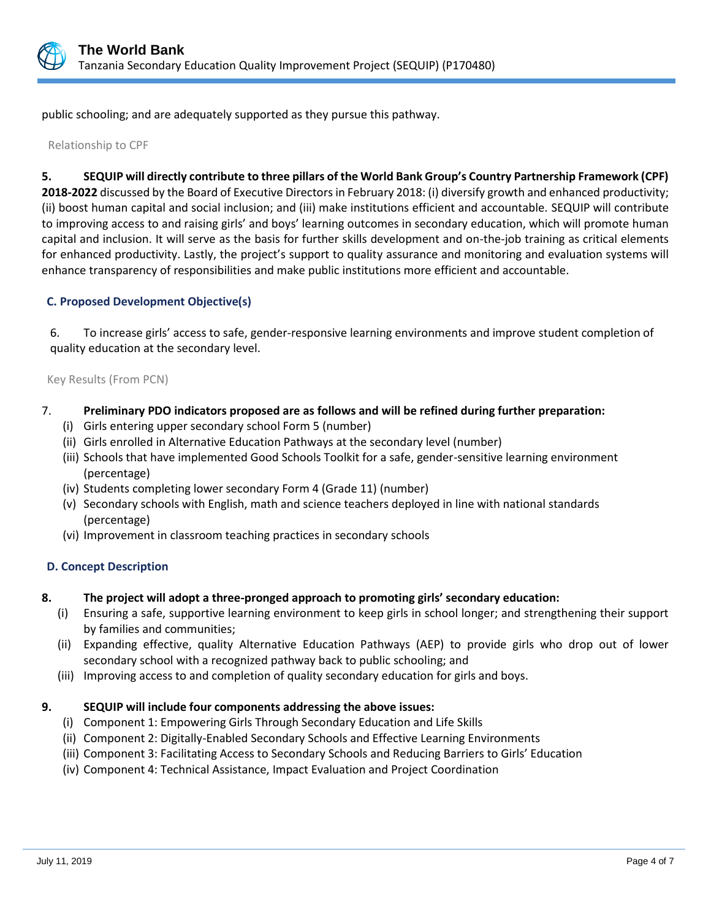public schooling; and are adequately supported as they pursue this pathway.

Relationship to CPF

5. **SEQUIP will directly contribute to three pillars of the World Bank Group's Country Partnership Framework (CPF) 2018-2022** discussed by the Board of Executive Directors in February 2018: (i) diversify growth and enhanced productivity; (ii) boost human capital and social inclusion; and (iii) make institutions efficient and accountable. SEQUIP will contribute to improving access to and raising girls' and boys' learning outcomes in secondary education, which will promote human capital and inclusion. It will serve as the basis for further skills development and on-the-job training as critical elements for enhanced productivity. Lastly, the project's support to quality assurance and monitoring and evaluation systems will enhance transparency of responsibilities and make public institutions more efficient and accountable.

### C. Proposed Development Objective(s)

6. To increase girls' access to safe, gender-responsive learning environments and improve student completion of quality education at the secondary level.

Key Results (From PCN)

7. **Preliminary PDO indicators proposed are as follows and will be refined during further preparation:**
   - (i) Girls entering upper secondary school Form 5 (number)
   - (ii) Girls enrolled in Alternative Education Pathways at the secondary level (number)
   - (iii) Schools that have implemented Good Schools Toolkit for a safe, gender-sensitive learning environment (percentage)
   - (iv) Students completing lower secondary Form 4 (Grade 11) (number)
   - (v) Secondary schools with English, math and science teachers deployed in line with national standards (percentage)
   - (vi) Improvement in classroom teaching practices in secondary schools

### D. Concept Description

8. **The project will adopt a three-pronged approach to promoting girls' secondary education:**
   - (i) Ensuring a safe, supportive learning environment to keep girls in school longer; and strengthening their support by families and communities;
   - (ii) Expanding effective, quality Alternative Education Pathways (AEP) to provide girls who drop out of lower secondary school with a recognized pathway back to public schooling; and
   - (iii) Improving access to and completion of quality secondary education for girls and boys.

9. **SEQUIP will include four components addressing the above issues:**
   - (i) Component 1: Empowering Girls Through Secondary Education and Life Skills
   - (ii) Component 2: Digitally-Enabled Secondary Schools and Effective Learning Environments
   - (iii) Component 3: Facilitating Access to Secondary Schools and Reducing Barriers to Girls' Education
   - (iv) Component 4: Technical Assistance, Impact Evaluation and Project Coordination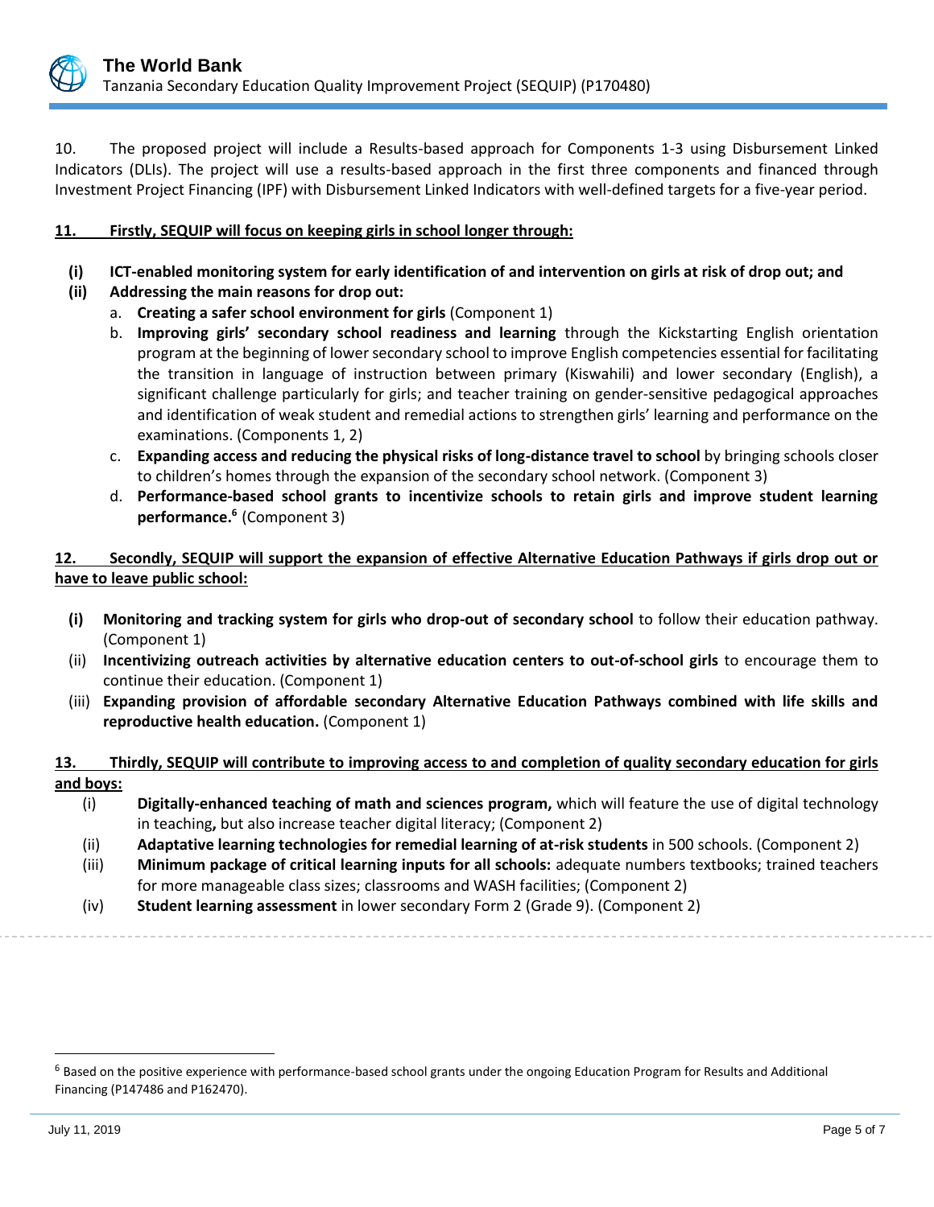10. The proposed project will include a Results-based approach for Components 1-3 using Disbursement Linked Indicators (DLIs). The project will use a results-based approach in the first three components and financed through Investment Project Financing (IPF) with Disbursement Linked Indicators with well-defined targets for a five-year period.

**11. Firstly, SEQUIP will focus on keeping girls in school longer through:**

- **(i) ICT-enabled monitoring system for early identification of and intervention on girls at risk of drop out; and**
- **(ii) Addressing the main reasons for drop out:**
  - a. **Creating a safer school environment for girls** (Component 1)
  - b. **Improving girls' secondary school readiness and learning** through the Kickstarting English orientation program at the beginning of lower secondary school to improve English competencies essential for facilitating the transition in language of instruction between primary (Kiswahili) and lower secondary (English), a significant challenge particularly for girls; and teacher training on gender-sensitive pedagogical approaches and identification of weak student and remedial actions to strengthen girls' learning and performance on the examinations. (Components 1, 2)
  - c. **Expanding access and reducing the physical risks of long-distance travel to school** by bringing schools closer to children's homes through the expansion of the secondary school network. (Component 3)
  - d. **Performance-based school grants to incentivize schools to retain girls and improve student learning performance.**[6] (Component 3)

**12. Secondly, SEQUIP will support the expansion of effective Alternative Education Pathways if girls drop out or have to leave public school:**

- **(i) Monitoring and tracking system for girls who drop-out of secondary school** to follow their education pathway. (Component 1)
- (ii) **Incentivizing outreach activities by alternative education centers to out-of-school girls** to encourage them to continue their education. (Component 1)
- (iii) **Expanding provision of affordable secondary Alternative Education Pathways combined with life skills and reproductive health education.** (Component 1)

**13. Thirdly, SEQUIP will contribute to improving access to and completion of quality secondary education for girls and boys:**

- (i) **Digitally-enhanced teaching of math and sciences program,** which will feature the use of digital technology in teaching**,** but also increase teacher digital literacy; (Component 2)
- (ii) **Adaptative learning technologies for remedial learning of at-risk students** in 500 schools. (Component 2)
- (iii) **Minimum package of critical learning inputs for all schools:** adequate numbers textbooks; trained teachers for more manageable class sizes; classrooms and WASH facilities; (Component 2)
- (iv) **Student learning assessment** in lower secondary Form 2 (Grade 9). (Component 2)

---

[6] Based on the positive experience with performance-based school grants under the ongoing Education Program for Results and Additional Financing (P147486 and P162470).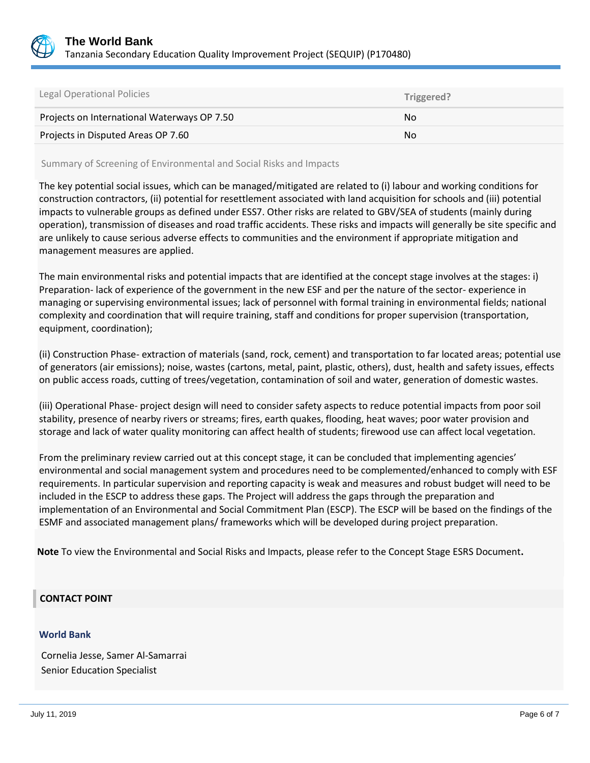| Legal Operational Policies | Triggered? |
| --- | --- |
| Projects on International Waterways OP 7.50 | No |
| Projects in Disputed Areas OP 7.60 | No |

Summary of Screening of Environmental and Social Risks and Impacts

The key potential social issues, which can be managed/mitigated are related to (i) labour and working conditions for construction contractors, (ii) potential for resettlement associated with land acquisition for schools and (iii) potential impacts to vulnerable groups as defined under ESS7. Other risks are related to GBV/SEA of students (mainly during operation), transmission of diseases and road traffic accidents. These risks and impacts will generally be site specific and are unlikely to cause serious adverse effects to communities and the environment if appropriate mitigation and management measures are applied.

The main environmental risks and potential impacts that are identified at the concept stage involves at the stages: i) Preparation- lack of experience of the government in the new ESF and per the nature of the sector- experience in managing or supervising environmental issues; lack of personnel with formal training in environmental fields; national complexity and coordination that will require training, staff and conditions for proper supervision (transportation, equipment, coordination);

(ii) Construction Phase- extraction of materials (sand, rock, cement) and transportation to far located areas; potential use of generators (air emissions); noise, wastes (cartons, metal, paint, plastic, others), dust, health and safety issues, effects on public access roads, cutting of trees/vegetation, contamination of soil and water, generation of domestic wastes.

(iii) Operational Phase- project design will need to consider safety aspects to reduce potential impacts from poor soil stability, presence of nearby rivers or streams; fires, earth quakes, flooding, heat waves; poor water provision and storage and lack of water quality monitoring can affect health of students; firewood use can affect local vegetation.

From the preliminary review carried out at this concept stage, it can be concluded that implementing agencies' environmental and social management system and procedures need to be complemented/enhanced to comply with ESF requirements. In particular supervision and reporting capacity is weak and measures and robust budget will need to be included in the ESCP to address these gaps. The Project will address the gaps through the preparation and implementation of an Environmental and Social Commitment Plan (ESCP). The ESCP will be based on the findings of the ESMF and associated management plans/ frameworks which will be developed during project preparation.

**Note** To view the Environmental and Social Risks and Impacts, please refer to the Concept Stage ESRS Document**.**

## CONTACT POINT

### World Bank

Cornelia Jesse, Samer Al-Samarrai
Senior Education Specialist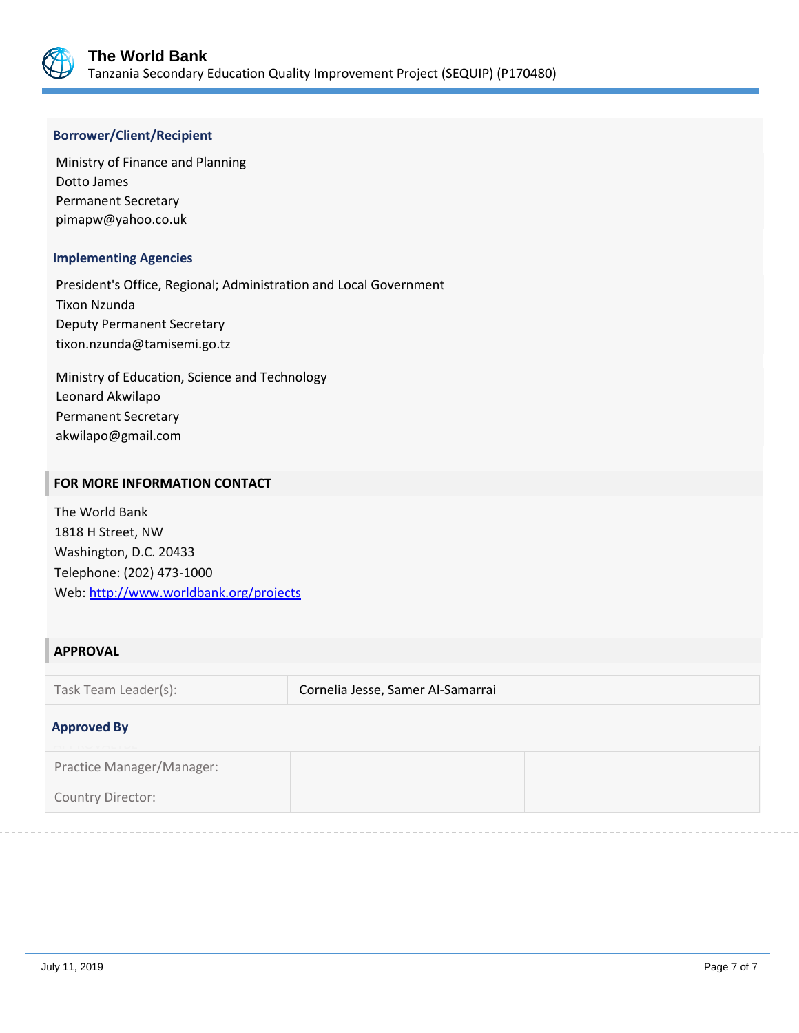### Borrower/Client/Recipient

Ministry of Finance and Planning
Dotto James
Permanent Secretary
pimapw@yahoo.co.uk

### Implementing Agencies

President's Office, Regional; Administration and Local Government
Tixon Nzunda
Deputy Permanent Secretary
tixon.nzunda@tamisemi.go.tz

Ministry of Education, Science and Technology
Leonard Akwilapo
Permanent Secretary
akwilapo@gmail.com

## FOR MORE INFORMATION CONTACT

The World Bank
1818 H Street, NW
Washington, D.C. 20433
Telephone: (202) 473-1000
Web: http://www.worldbank.org/projects

## APPROVAL

| | |
|---|---|
| Task Team Leader(s): | Cornelia Jesse, Samer Al-Samarrai |

### Approved By

| | | |
|---|---|---|
| Practice Manager/Manager: | | |
| Country Director: | | |